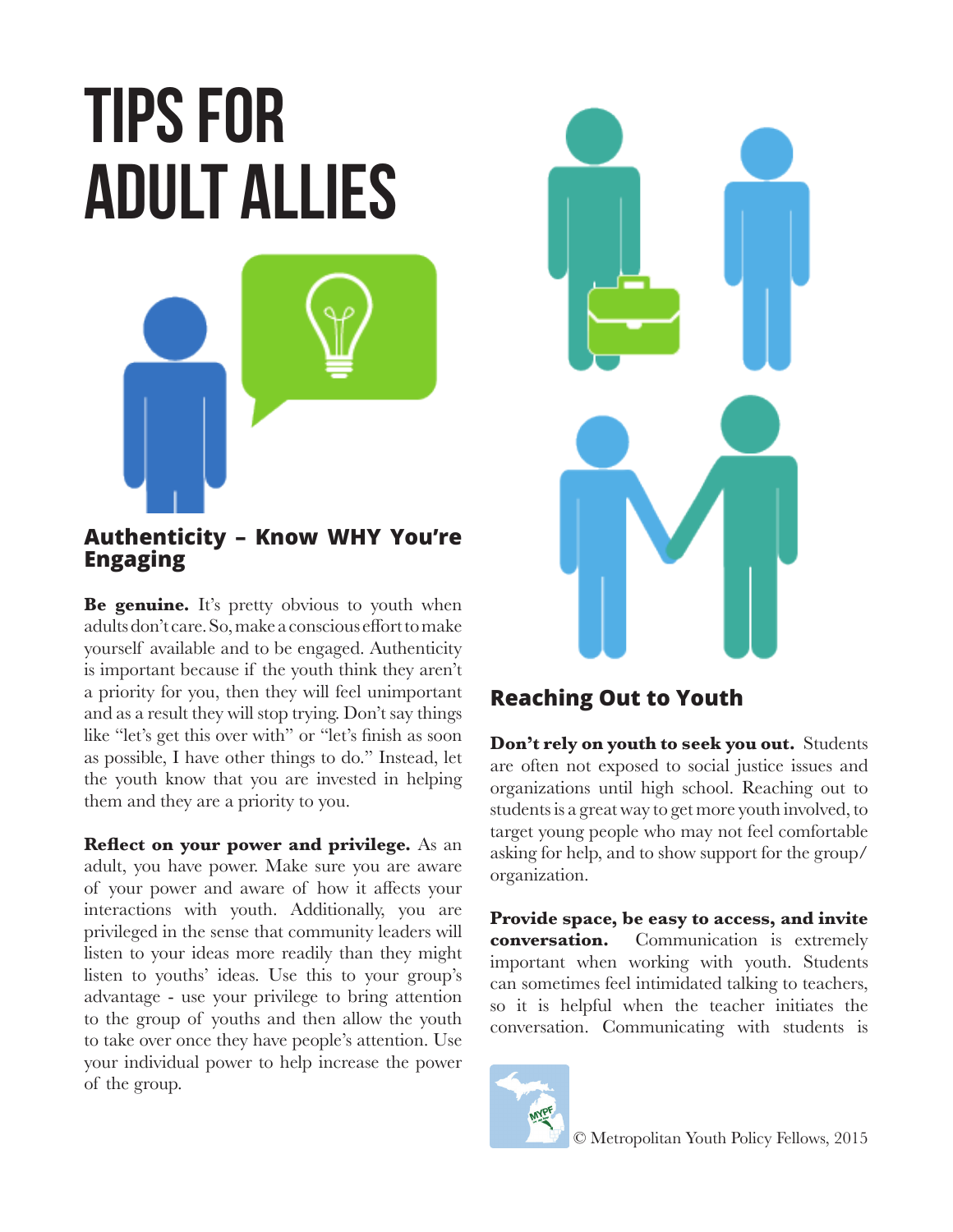# TIPS FOR ADULT ALLIES

## Authenticity – Know WHY You're Engaging

**Be genuine.** It's pretty obvious to youth when adults don't care. So, make a conscious effort to make yourself available and to be engaged. Authenticity is important because if the youth think they aren't a priority for you, then they will feel unimportant and as a result they will stop trying. Don't say things like "let's get this over with" or "let's finish as soon as possible, I have other things to do." Instead, let the youth know that you are invested in helping them and they are a priority to you.

**Reflect on your power and privilege.** As an adult, you have power. Make sure you are aware of your power and aware of how it affects your interactions with youth. Additionally, you are privileged in the sense that community leaders will listen to your ideas more readily than they might listen to youths' ideas. Use this to your group's advantage - use your privilege to bring attention to the group of youths and then allow the youth to take over once they have people's attention. Use your individual power to help increase the power of the group.

## Reaching Out to Youth

**Don't rely on youth to seek you out.** Students are often not exposed to social justice issues and organizations until high school. Reaching out to students is a great way to get more youth involved, to target young people who may not feel comfortable asking for help, and to show support for the group/organization.

**Provide space, be easy to access, and invite conversation.** Communication is extremely important when working with youth. Students can sometimes feel intimidated talking to teachers, so it is helpful when the teacher initiates the conversation. Communicating with students is

© Metropolitan Youth Policy Fellows, 2015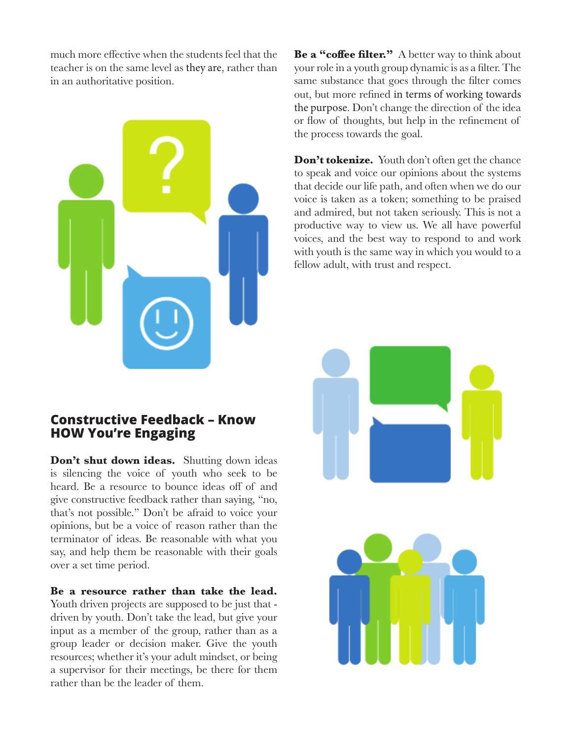much more effective when the students feel that the teacher is on the same level as they are, rather than in an authoritative position.

## Constructive Feedback – Know HOW You're Engaging

**Don't shut down ideas.** Shutting down ideas is silencing the voice of youth who seek to be heard. Be a resource to bounce ideas off of and give constructive feedback rather than saying, "no, that's not possible." Don't be afraid to voice your opinions, but be a voice of reason rather than the terminator of ideas. Be reasonable with what you say, and help them be reasonable with their goals over a set time period.

**Be a resource rather than take the lead.** Youth driven projects are supposed to be just that - driven by youth. Don't take the lead, but give your input as a member of the group, rather than as a group leader or decision maker. Give the youth resources; whether it's your adult mindset, or being a supervisor for their meetings, be there for them rather than be the leader of them.

**Be a "coffee filter."** A better way to think about your role in a youth group dynamic is as a filter. The same substance that goes through the filter comes out, but more refined in terms of working towards the purpose. Don't change the direction of the idea or flow of thoughts, but help in the refinement of the process towards the goal.

**Don't tokenize.** Youth don't often get the chance to speak and voice our opinions about the systems that decide our life path, and often when we do our voice is taken as a token; something to be praised and admired, but not taken seriously. This is not a productive way to view us. We all have powerful voices, and the best way to respond to and work with youth is the same way in which you would to a fellow adult, with trust and respect.